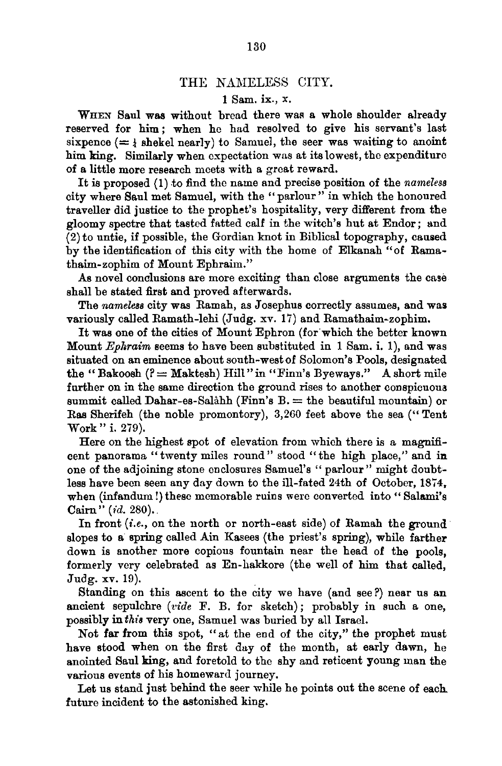# THE NAMELESS CITY.

1 Sam. ix., x.

When Saul was without bread there was a whole shoulder already reserved for him; when he had resolved to give his servant's last sixpence (= ¼ shekel nearly) to Samuel, the seer was waiting to anoint him king. Similarly when expectation was at its lowest, the expenditure of a little more research meets with a great reward.

It is proposed (1) to find the name and precise position of the *nameless* city where Saul met Samuel, with the "parlour" in which the honoured traveller did justice to the prophet's hospitality, very different from the gloomy spectre that tasted fatted calf in the witch's hut at Endor; and (2) to untie, if possible, the Gordian knot in Biblical topography, caused by the identification of this city with the home of Elkanah "of Ramathaim-zophim of Mount Ephraim."

As novel conclusions are more exciting than close arguments the case shall be stated first and proved afterwards.

The *nameless* city was Ramah, as Josephus correctly assumes, and was variously called Ramath-lehi (Judg. xv. 17) and Ramathaim-zophim.

It was one of the cities of Mount Ephron (for which the better known Mount *Ephraim* seems to have been substituted in 1 Sam. i. 1), and was situated on an eminence about south-west of Solomon's Pools, designated the "Bakoosh (? = Maktesh) Hill" in "Finn's Byeways." A short mile further on in the same direction the ground rises to another conspicuous summit called Dahar-es-Salàhh (Finn's B. = the beautiful mountain) or Ras Sherifeh (the noble promontory), 3,260 feet above the sea ("Tent Work" i. 279).

Here on the highest spot of elevation from which there is a magnificent panorama "twenty miles round" stood "the high place," and in one of the adjoining stone enclosures Samuel's "parlour" might doubtless have been seen any day down to the ill-fated 24th of October, 1874, when (infandum!) these memorable ruins were converted into "Salami's Cairn" (*id.* 280).

In front (*i.e.*, on the north or north-east side) of Ramah the ground slopes to a spring called Ain Kasees (the priest's spring), while farther down is another more copious fountain near the head of the pools, formerly very celebrated as En-hakkore (the well of him that called, Judg. xv. 19).

Standing on this ascent to the city we have (and see?) near us an ancient sepulchre (*vide* F. B. for sketch); probably in such a one, possibly in *this* very one, Samuel was buried by all Israel.

Not far from this spot, "at the end of the city," the prophet must have stood when on the first day of the month, at early dawn, he anointed Saul king, and foretold to the shy and reticent young man the various events of his homeward journey.

Let us stand just behind the seer while he points out the scene of each future incident to the astonished king.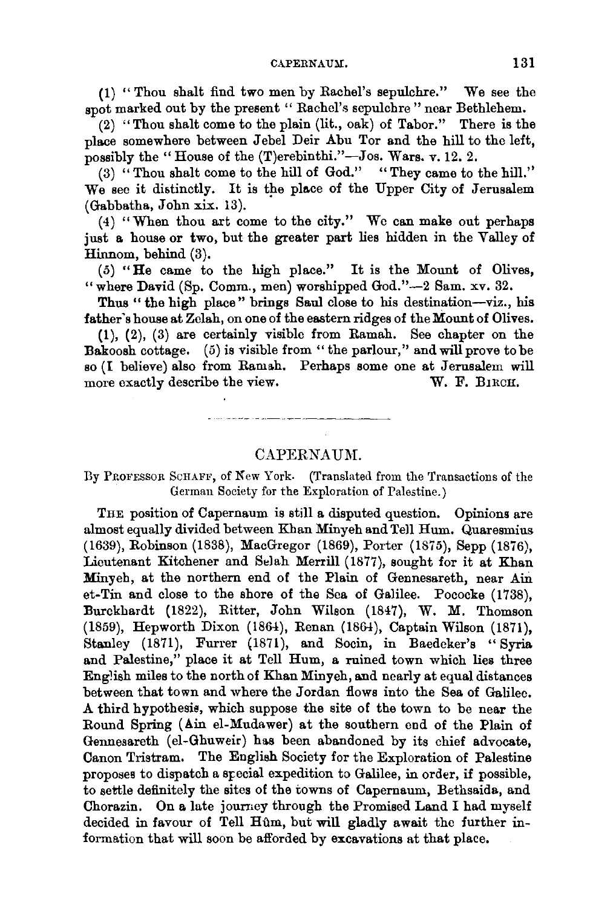(1) "Thou shalt find two men by Rachel's sepulchre." We see the spot marked out by the present "Rachel's sepulchre" near Bethlehem.

(2) "Thou shalt come to the plain (lit., oak) of Tabor." There is the place somewhere between Jebel Deir Abu Tor and the hill to the left, possibly the "House of the (T)erebinthi."—Jos. Wars. v. 12. 2.

(3) "Thou shalt come to the hill of God." "They came to the hill." We see it distinctly. It is the place of the Upper City of Jerusalem (Gabbatha, John xix. 13).

(4) "When thou art come to the city." We can make out perhaps just a house or two, but the greater part lies hidden in the Valley of Hinnom, behind (3).

(5) "He came to the high place." It is the Mount of Olives, "where David (Sp. Comm., men) worshipped God."—2 Sam. xv. 32.

Thus "the high place" brings Saul close to his destination—viz., his father's house at Zelah, on one of the eastern ridges of the Mount of Olives.

(1), (2), (3) are certainly visible from Ramah. See chapter on the Bakoosh cottage. (5) is visible from "the parlour," and will prove to be so (I believe) also from Ramah. Perhaps some one at Jerusalem will more exactly describe the view.

W. F. Birch.

---

## CAPERNAUM.

By Professor Schaff, of New York. (Translated from the Transactions of the German Society for the Exploration of Palestine.)

The position of Capernaum is still a disputed question. Opinions are almost equally divided between Khan Minyeh and Tell Hum. Quaresmius (1639), Robinson (1838), MacGregor (1869), Porter (1875), Sepp (1876), Lieutenant Kitchener and Selah Merrill (1877), sought for it at Khan Minyeh, at the northern end of the Plain of Gennesareth, near Ain et-Tin and close to the shore of the Sea of Galilee. Pococke (1738), Burckhardt (1822), Ritter, John Wilson (1847), W. M. Thomson (1859), Hepworth Dixon (1864), Renan (1864), Captain Wilson (1871), Stanley (1871), Furrer (1871), and Socin, in Baedeker's "Syria and Palestine," place it at Tell Hum, a ruined town which lies three English miles to the north of Khan Minyeh, and nearly at equal distances between that town and where the Jordan flows into the Sea of Galilee. A third hypothesis, which suppose the site of the town to be near the Round Spring (Ain el-Mudawer) at the southern end of the Plain of Gennesareth (el-Ghuweir) has been abandoned by its chief advocate, Canon Tristram. The English Society for the Exploration of Palestine proposes to dispatch a special expedition to Galilee, in order, if possible, to settle definitely the sites of the towns of Capernaum, Bethsaida, and Chorazin. On a late journey through the Promised Land I had myself decided in favour of Tell Hûm, but will gladly await the further information that will soon be afforded by excavations at that place.